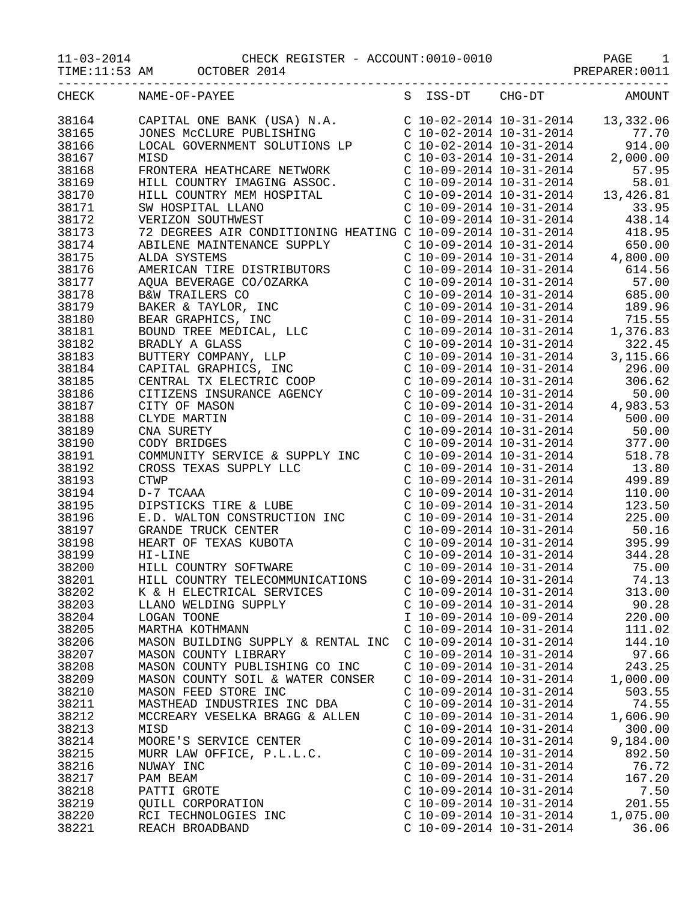# CHECK REGISTER - ACCOUNT:0010-0010

11-03-2014 TIME:11:53 AM — OCTOBER 2014 — PREPARER:0011

| CHECK | NAME-OF-PAYEE | S | ISS-DT | CHG-DT | AMOUNT |
|---|---|---|---|---|---|
| 38164 | CAPITAL ONE BANK (USA) N.A. | C | 10-02-2014 | 10-31-2014 | 13,332.06 |
| 38165 | JONES McCLURE PUBLISHING | C | 10-02-2014 | 10-31-2014 | 77.70 |
| 38166 | LOCAL GOVERNMENT SOLUTIONS LP | C | 10-02-2014 | 10-31-2014 | 914.00 |
| 38167 | MISD | C | 10-03-2014 | 10-31-2014 | 2,000.00 |
| 38168 | FRONTERA HEATHCARE NETWORK | C | 10-09-2014 | 10-31-2014 | 57.95 |
| 38169 | HILL COUNTRY IMAGING ASSOC. | C | 10-09-2014 | 10-31-2014 | 58.01 |
| 38170 | HILL COUNTRY MEM HOSPITAL | C | 10-09-2014 | 10-31-2014 | 13,426.81 |
| 38171 | SW HOSPITAL LLANO | C | 10-09-2014 | 10-31-2014 | 33.95 |
| 38172 | VERIZON SOUTHWEST | C | 10-09-2014 | 10-31-2014 | 438.14 |
| 38173 | 72 DEGREES AIR CONDITIONING HEATING | C | 10-09-2014 | 10-31-2014 | 418.95 |
| 38174 | ABILENE MAINTENANCE SUPPLY | C | 10-09-2014 | 10-31-2014 | 650.00 |
| 38175 | ALDA SYSTEMS | C | 10-09-2014 | 10-31-2014 | 4,800.00 |
| 38176 | AMERICAN TIRE DISTRIBUTORS | C | 10-09-2014 | 10-31-2014 | 614.56 |
| 38177 | AQUA BEVERAGE CO/OZARKA | C | 10-09-2014 | 10-31-2014 | 57.00 |
| 38178 | B&W TRAILERS CO | C | 10-09-2014 | 10-31-2014 | 685.00 |
| 38179 | BAKER & TAYLOR, INC | C | 10-09-2014 | 10-31-2014 | 189.96 |
| 38180 | BEAR GRAPHICS, INC | C | 10-09-2014 | 10-31-2014 | 715.55 |
| 38181 | BOUND TREE MEDICAL, LLC | C | 10-09-2014 | 10-31-2014 | 1,376.83 |
| 38182 | BRADLY A GLASS | C | 10-09-2014 | 10-31-2014 | 322.45 |
| 38183 | BUTTERY COMPANY, LLP | C | 10-09-2014 | 10-31-2014 | 3,115.66 |
| 38184 | CAPITAL GRAPHICS, INC | C | 10-09-2014 | 10-31-2014 | 296.00 |
| 38185 | CENTRAL TX ELECTRIC COOP | C | 10-09-2014 | 10-31-2014 | 306.62 |
| 38186 | CITIZENS INSURANCE AGENCY | C | 10-09-2014 | 10-31-2014 | 50.00 |
| 38187 | CITY OF MASON | C | 10-09-2014 | 10-31-2014 | 4,983.53 |
| 38188 | CLYDE MARTIN | C | 10-09-2014 | 10-31-2014 | 500.00 |
| 38189 | CNA SURETY | C | 10-09-2014 | 10-31-2014 | 50.00 |
| 38190 | CODY BRIDGES | C | 10-09-2014 | 10-31-2014 | 377.00 |
| 38191 | COMMUNITY SERVICE & SUPPLY INC | C | 10-09-2014 | 10-31-2014 | 518.78 |
| 38192 | CROSS TEXAS SUPPLY LLC | C | 10-09-2014 | 10-31-2014 | 13.80 |
| 38193 | CTWP | C | 10-09-2014 | 10-31-2014 | 499.89 |
| 38194 | D-7 TCAAA | C | 10-09-2014 | 10-31-2014 | 110.00 |
| 38195 | DIPSTICKS TIRE & LUBE | C | 10-09-2014 | 10-31-2014 | 123.50 |
| 38196 | E.D. WALTON CONSTRUCTION INC | C | 10-09-2014 | 10-31-2014 | 225.00 |
| 38197 | GRANDE TRUCK CENTER | C | 10-09-2014 | 10-31-2014 | 50.16 |
| 38198 | HEART OF TEXAS KUBOTA | C | 10-09-2014 | 10-31-2014 | 395.99 |
| 38199 | HI-LINE | C | 10-09-2014 | 10-31-2014 | 344.28 |
| 38200 | HILL COUNTRY SOFTWARE | C | 10-09-2014 | 10-31-2014 | 75.00 |
| 38201 | HILL COUNTRY TELECOMMUNICATIONS | C | 10-09-2014 | 10-31-2014 | 74.13 |
| 38202 | K & H ELECTRICAL SERVICES | C | 10-09-2014 | 10-31-2014 | 313.00 |
| 38203 | LLANO WELDING SUPPLY | C | 10-09-2014 | 10-31-2014 | 90.28 |
| 38204 | LOGAN TOONE | I | 10-09-2014 | 10-09-2014 | 220.00 |
| 38205 | MARTHA KOTHMANN | C | 10-09-2014 | 10-31-2014 | 111.02 |
| 38206 | MASON BUILDING SUPPLY & RENTAL INC | C | 10-09-2014 | 10-31-2014 | 144.10 |
| 38207 | MASON COUNTY LIBRARY | C | 10-09-2014 | 10-31-2014 | 97.66 |
| 38208 | MASON COUNTY PUBLISHING CO INC | C | 10-09-2014 | 10-31-2014 | 243.25 |
| 38209 | MASON COUNTY SOIL & WATER CONSER | C | 10-09-2014 | 10-31-2014 | 1,000.00 |
| 38210 | MASON FEED STORE INC | C | 10-09-2014 | 10-31-2014 | 503.55 |
| 38211 | MASTHEAD INDUSTRIES INC DBA | C | 10-09-2014 | 10-31-2014 | 74.55 |
| 38212 | MCCREARY VESELKA BRAGG & ALLEN | C | 10-09-2014 | 10-31-2014 | 1,606.90 |
| 38213 | MISD | C | 10-09-2014 | 10-31-2014 | 300.00 |
| 38214 | MOORE'S SERVICE CENTER | C | 10-09-2014 | 10-31-2014 | 9,184.00 |
| 38215 | MURR LAW OFFICE, P.L.L.C. | C | 10-09-2014 | 10-31-2014 | 892.50 |
| 38216 | NUWAY INC | C | 10-09-2014 | 10-31-2014 | 76.72 |
| 38217 | PAM BEAM | C | 10-09-2014 | 10-31-2014 | 167.20 |
| 38218 | PATTI GROTE | C | 10-09-2014 | 10-31-2014 | 7.50 |
| 38219 | QUILL CORPORATION | C | 10-09-2014 | 10-31-2014 | 201.55 |
| 38220 | RCI TECHNOLOGIES INC | C | 10-09-2014 | 10-31-2014 | 1,075.00 |
| 38221 | REACH BROADBAND | C | 10-09-2014 | 10-31-2014 | 36.06 |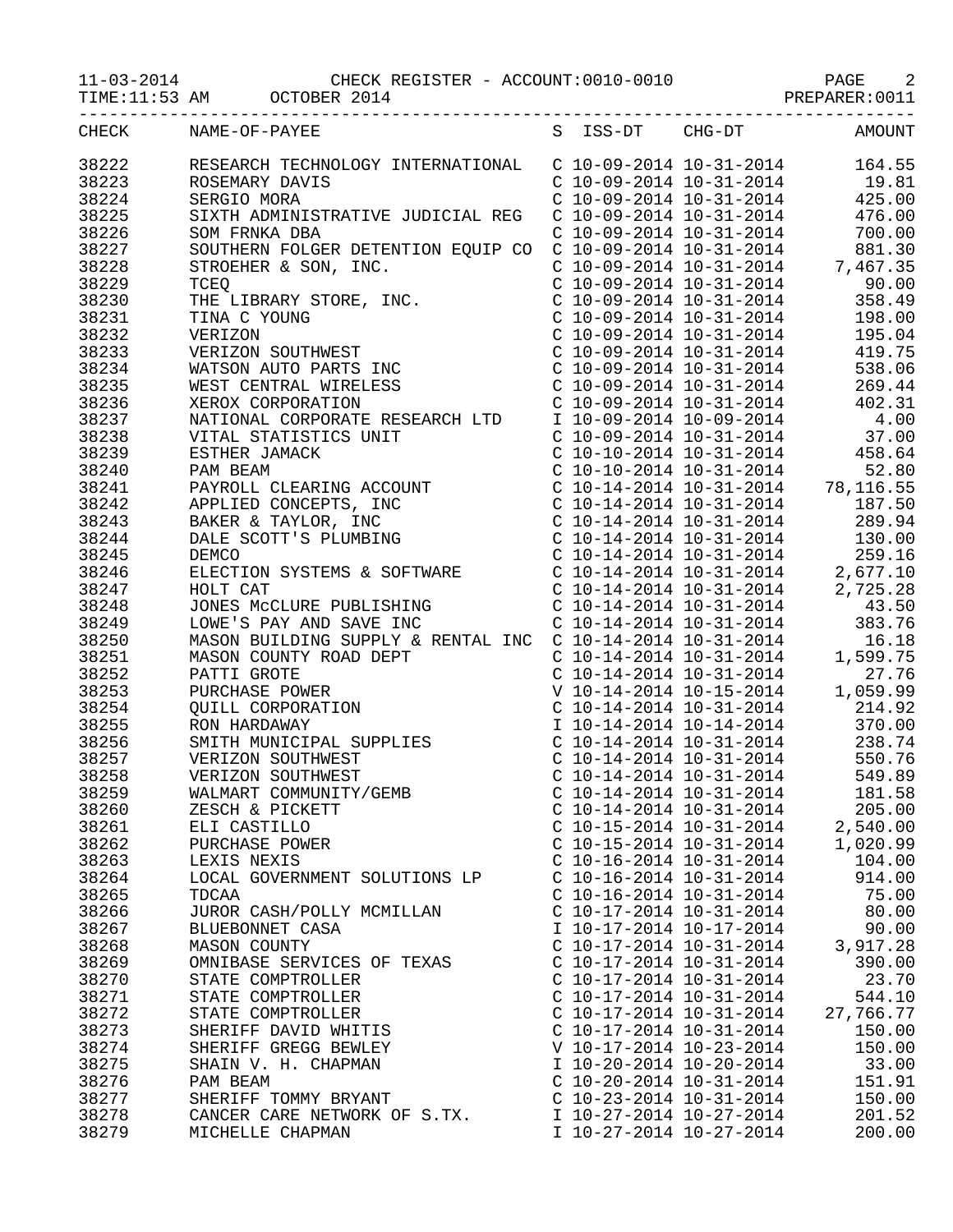11-03-2014 CHECK REGISTER - ACCOUNT:0010-0010 PAGE 2
TIME:11:53 AM OCTOBER 2014 PREPARER:0011

| CHECK | NAME-OF-PAYEE | S | ISS-DT | CHG-DT | AMOUNT |
|---|---|---|---|---|---|
| 38222 | RESEARCH TECHNOLOGY INTERNATIONAL | C | 10-09-2014 | 10-31-2014 | 164.55 |
| 38223 | ROSEMARY DAVIS | C | 10-09-2014 | 10-31-2014 | 19.81 |
| 38224 | SERGIO MORA | C | 10-09-2014 | 10-31-2014 | 425.00 |
| 38225 | SIXTH ADMINISTRATIVE JUDICIAL REG | C | 10-09-2014 | 10-31-2014 | 476.00 |
| 38226 | SOM FRNKA DBA | C | 10-09-2014 | 10-31-2014 | 700.00 |
| 38227 | SOUTHERN FOLGER DETENTION EQUIP CO | C | 10-09-2014 | 10-31-2014 | 881.30 |
| 38228 | STROEHER & SON, INC. | C | 10-09-2014 | 10-31-2014 | 7,467.35 |
| 38229 | TCEQ | C | 10-09-2014 | 10-31-2014 | 90.00 |
| 38230 | THE LIBRARY STORE, INC. | C | 10-09-2014 | 10-31-2014 | 358.49 |
| 38231 | TINA C YOUNG | C | 10-09-2014 | 10-31-2014 | 198.00 |
| 38232 | VERIZON | C | 10-09-2014 | 10-31-2014 | 195.04 |
| 38233 | VERIZON SOUTHWEST | C | 10-09-2014 | 10-31-2014 | 419.75 |
| 38234 | WATSON AUTO PARTS INC | C | 10-09-2014 | 10-31-2014 | 538.06 |
| 38235 | WEST CENTRAL WIRELESS | C | 10-09-2014 | 10-31-2014 | 269.44 |
| 38236 | XEROX CORPORATION | C | 10-09-2014 | 10-31-2014 | 402.31 |
| 38237 | NATIONAL CORPORATE RESEARCH LTD | I | 10-09-2014 | 10-09-2014 | 4.00 |
| 38238 | VITAL STATISTICS UNIT | C | 10-09-2014 | 10-31-2014 | 37.00 |
| 38239 | ESTHER JAMACK | C | 10-10-2014 | 10-31-2014 | 458.64 |
| 38240 | PAM BEAM | C | 10-10-2014 | 10-31-2014 | 52.80 |
| 38241 | PAYROLL CLEARING ACCOUNT | C | 10-14-2014 | 10-31-2014 | 78,116.55 |
| 38242 | APPLIED CONCEPTS, INC | C | 10-14-2014 | 10-31-2014 | 187.50 |
| 38243 | BAKER & TAYLOR, INC | C | 10-14-2014 | 10-31-2014 | 289.94 |
| 38244 | DALE SCOTT'S PLUMBING | C | 10-14-2014 | 10-31-2014 | 130.00 |
| 38245 | DEMCO | C | 10-14-2014 | 10-31-2014 | 259.16 |
| 38246 | ELECTION SYSTEMS & SOFTWARE | C | 10-14-2014 | 10-31-2014 | 2,677.10 |
| 38247 | HOLT CAT | C | 10-14-2014 | 10-31-2014 | 2,725.28 |
| 38248 | JONES McCLURE PUBLISHING | C | 10-14-2014 | 10-31-2014 | 43.50 |
| 38249 | LOWE'S PAY AND SAVE INC | C | 10-14-2014 | 10-31-2014 | 383.76 |
| 38250 | MASON BUILDING SUPPLY & RENTAL INC | C | 10-14-2014 | 10-31-2014 | 16.18 |
| 38251 | MASON COUNTY ROAD DEPT | C | 10-14-2014 | 10-31-2014 | 1,599.75 |
| 38252 | PATTI GROTE | C | 10-14-2014 | 10-31-2014 | 27.76 |
| 38253 | PURCHASE POWER | V | 10-14-2014 | 10-15-2014 | 1,059.99 |
| 38254 | QUILL CORPORATION | C | 10-14-2014 | 10-31-2014 | 214.92 |
| 38255 | RON HARDAWAY | I | 10-14-2014 | 10-14-2014 | 370.00 |
| 38256 | SMITH MUNICIPAL SUPPLIES | C | 10-14-2014 | 10-31-2014 | 238.74 |
| 38257 | VERIZON SOUTHWEST | C | 10-14-2014 | 10-31-2014 | 550.76 |
| 38258 | VERIZON SOUTHWEST | C | 10-14-2014 | 10-31-2014 | 549.89 |
| 38259 | WALMART COMMUNITY/GEMB | C | 10-14-2014 | 10-31-2014 | 181.58 |
| 38260 | ZESCH & PICKETT | C | 10-14-2014 | 10-31-2014 | 205.00 |
| 38261 | ELI CASTILLO | C | 10-15-2014 | 10-31-2014 | 2,540.00 |
| 38262 | PURCHASE POWER | C | 10-15-2014 | 10-31-2014 | 1,020.99 |
| 38263 | LEXIS NEXIS | C | 10-16-2014 | 10-31-2014 | 104.00 |
| 38264 | LOCAL GOVERNMENT SOLUTIONS LP | C | 10-16-2014 | 10-31-2014 | 914.00 |
| 38265 | TDCAA | C | 10-16-2014 | 10-31-2014 | 75.00 |
| 38266 | JUROR CASH/POLLY MCMILLAN | C | 10-17-2014 | 10-31-2014 | 80.00 |
| 38267 | BLUEBONNET CASA | I | 10-17-2014 | 10-17-2014 | 90.00 |
| 38268 | MASON COUNTY | C | 10-17-2014 | 10-31-2014 | 3,917.28 |
| 38269 | OMNIBASE SERVICES OF TEXAS | C | 10-17-2014 | 10-31-2014 | 390.00 |
| 38270 | STATE COMPTROLLER | C | 10-17-2014 | 10-31-2014 | 23.70 |
| 38271 | STATE COMPTROLLER | C | 10-17-2014 | 10-31-2014 | 544.10 |
| 38272 | STATE COMPTROLLER | C | 10-17-2014 | 10-31-2014 | 27,766.77 |
| 38273 | SHERIFF DAVID WHITIS | C | 10-17-2014 | 10-31-2014 | 150.00 |
| 38274 | SHERIFF GREGG BEWLEY | V | 10-17-2014 | 10-23-2014 | 150.00 |
| 38275 | SHAIN V. H. CHAPMAN | I | 10-20-2014 | 10-20-2014 | 33.00 |
| 38276 | PAM BEAM | C | 10-20-2014 | 10-31-2014 | 151.91 |
| 38277 | SHERIFF TOMMY BRYANT | C | 10-23-2014 | 10-31-2014 | 150.00 |
| 38278 | CANCER CARE NETWORK OF S.TX. | I | 10-27-2014 | 10-27-2014 | 201.52 |
| 38279 | MICHELLE CHAPMAN | I | 10-27-2014 | 10-27-2014 | 200.00 |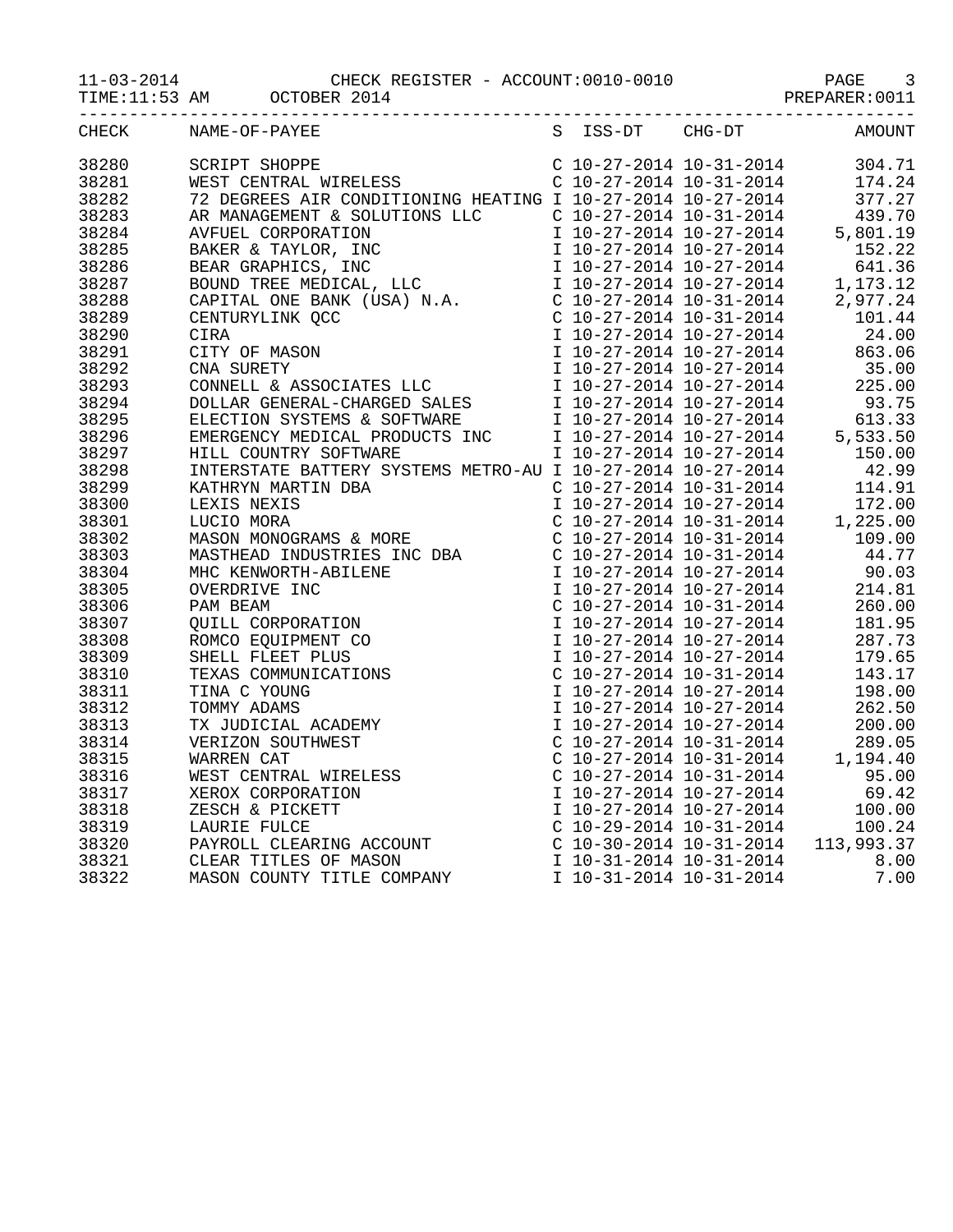CHECK REGISTER - ACCOUNT:0010-0010

OCTOBER 2014

PREPARER:0011

| CHECK | NAME-OF-PAYEE | S | ISS-DT | CHG-DT | AMOUNT |
|---|---|---|---|---|---|
| 38280 | SCRIPT SHOPPE | C | 10-27-2014 | 10-31-2014 | 304.71 |
| 38281 | WEST CENTRAL WIRELESS | C | 10-27-2014 | 10-31-2014 | 174.24 |
| 38282 | 72 DEGREES AIR CONDITIONING HEATING | I | 10-27-2014 | 10-27-2014 | 377.27 |
| 38283 | AR MANAGEMENT & SOLUTIONS LLC | C | 10-27-2014 | 10-31-2014 | 439.70 |
| 38284 | AVFUEL CORPORATION | I | 10-27-2014 | 10-27-2014 | 5,801.19 |
| 38285 | BAKER & TAYLOR, INC | I | 10-27-2014 | 10-27-2014 | 152.22 |
| 38286 | BEAR GRAPHICS, INC | I | 10-27-2014 | 10-27-2014 | 641.36 |
| 38287 | BOUND TREE MEDICAL, LLC | I | 10-27-2014 | 10-27-2014 | 1,173.12 |
| 38288 | CAPITAL ONE BANK (USA) N.A. | C | 10-27-2014 | 10-31-2014 | 2,977.24 |
| 38289 | CENTURYLINK QCC | C | 10-27-2014 | 10-31-2014 | 101.44 |
| 38290 | CIRA | I | 10-27-2014 | 10-27-2014 | 24.00 |
| 38291 | CITY OF MASON | I | 10-27-2014 | 10-27-2014 | 863.06 |
| 38292 | CNA SURETY | I | 10-27-2014 | 10-27-2014 | 35.00 |
| 38293 | CONNELL & ASSOCIATES LLC | I | 10-27-2014 | 10-27-2014 | 225.00 |
| 38294 | DOLLAR GENERAL-CHARGED SALES | I | 10-27-2014 | 10-27-2014 | 93.75 |
| 38295 | ELECTION SYSTEMS & SOFTWARE | I | 10-27-2014 | 10-27-2014 | 613.33 |
| 38296 | EMERGENCY MEDICAL PRODUCTS INC | I | 10-27-2014 | 10-27-2014 | 5,533.50 |
| 38297 | HILL COUNTRY SOFTWARE | I | 10-27-2014 | 10-27-2014 | 150.00 |
| 38298 | INTERSTATE BATTERY SYSTEMS METRO-AU | I | 10-27-2014 | 10-27-2014 | 42.99 |
| 38299 | KATHRYN MARTIN DBA | C | 10-27-2014 | 10-31-2014 | 114.91 |
| 38300 | LEXIS NEXIS | I | 10-27-2014 | 10-27-2014 | 172.00 |
| 38301 | LUCIO MORA | C | 10-27-2014 | 10-31-2014 | 1,225.00 |
| 38302 | MASON MONOGRAMS & MORE | C | 10-27-2014 | 10-31-2014 | 109.00 |
| 38303 | MASTHEAD INDUSTRIES INC DBA | C | 10-27-2014 | 10-31-2014 | 44.77 |
| 38304 | MHC KENWORTH-ABILENE | I | 10-27-2014 | 10-27-2014 | 90.03 |
| 38305 | OVERDRIVE INC | I | 10-27-2014 | 10-27-2014 | 214.81 |
| 38306 | PAM BEAM | C | 10-27-2014 | 10-31-2014 | 260.00 |
| 38307 | QUILL CORPORATION | I | 10-27-2014 | 10-27-2014 | 181.95 |
| 38308 | ROMCO EQUIPMENT CO | I | 10-27-2014 | 10-27-2014 | 287.73 |
| 38309 | SHELL FLEET PLUS | I | 10-27-2014 | 10-27-2014 | 179.65 |
| 38310 | TEXAS COMMUNICATIONS | C | 10-27-2014 | 10-31-2014 | 143.17 |
| 38311 | TINA C YOUNG | I | 10-27-2014 | 10-27-2014 | 198.00 |
| 38312 | TOMMY ADAMS | I | 10-27-2014 | 10-27-2014 | 262.50 |
| 38313 | TX JUDICIAL ACADEMY | I | 10-27-2014 | 10-27-2014 | 200.00 |
| 38314 | VERIZON SOUTHWEST | C | 10-27-2014 | 10-31-2014 | 289.05 |
| 38315 | WARREN CAT | C | 10-27-2014 | 10-31-2014 | 1,194.40 |
| 38316 | WEST CENTRAL WIRELESS | C | 10-27-2014 | 10-31-2014 | 95.00 |
| 38317 | XEROX CORPORATION | I | 10-27-2014 | 10-27-2014 | 69.42 |
| 38318 | ZESCH & PICKETT | I | 10-27-2014 | 10-27-2014 | 100.00 |
| 38319 | LAURIE FULCE | C | 10-29-2014 | 10-31-2014 | 100.24 |
| 38320 | PAYROLL CLEARING ACCOUNT | C | 10-30-2014 | 10-31-2014 | 113,993.37 |
| 38321 | CLEAR TITLES OF MASON | I | 10-31-2014 | 10-31-2014 | 8.00 |
| 38322 | MASON COUNTY TITLE COMPANY | I | 10-31-2014 | 10-31-2014 | 7.00 |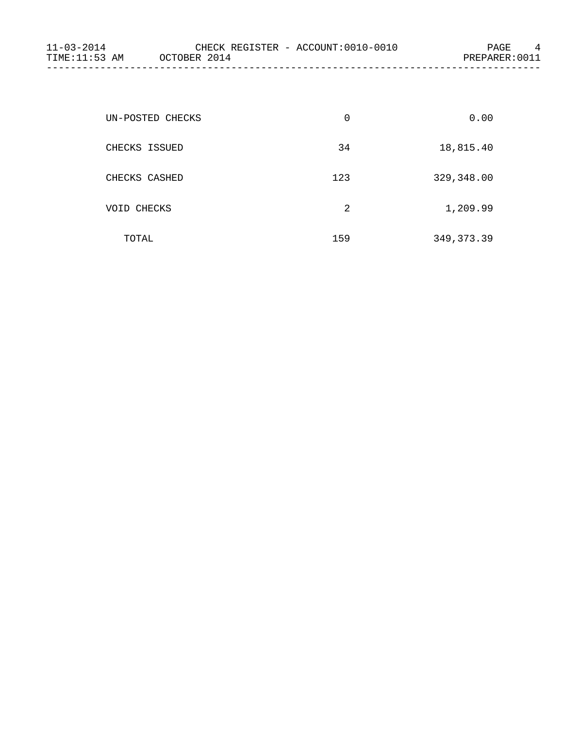| | | |
|---|---|---|
| UN-POSTED CHECKS | 0 | 0.00 |
| CHECKS ISSUED | 34 | 18,815.40 |
| CHECKS CASHED | 123 | 329,348.00 |
| VOID CHECKS | 2 | 1,209.99 |
| TOTAL | 159 | 349,373.39 |